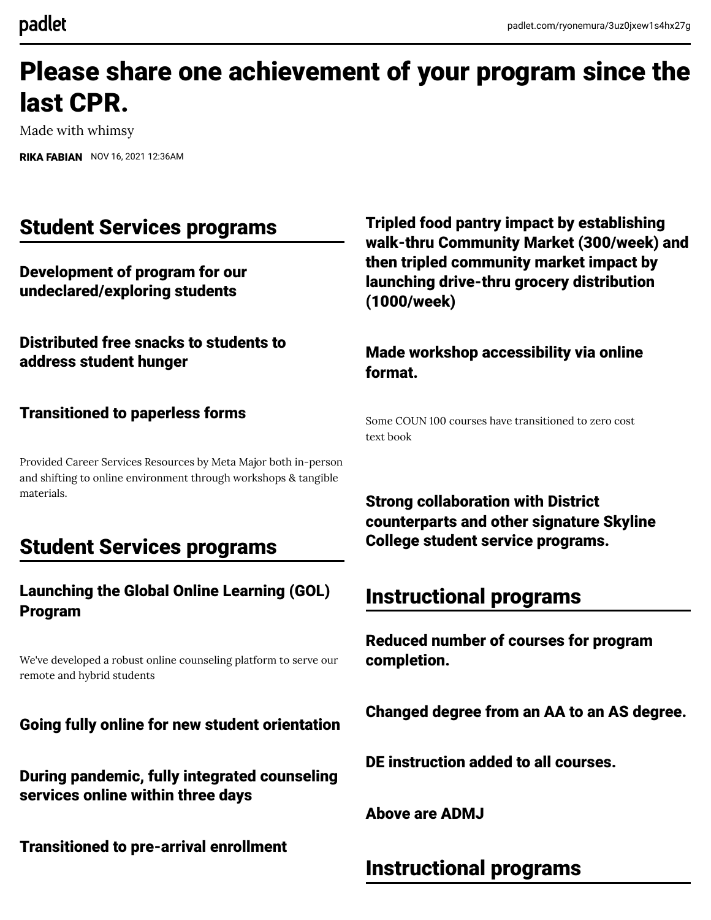# Please share one achievement of your program since the last CPR.

Made with whimsy

**RIKA FABIAN** NOV 16, 2021 12:36AM

## Student Services programs

**Development of program for our undeclared/exploring students**

**Distributed free snacks to students to address student hunger**

**Transitioned to paperless forms**

Provided Career Services Resources by Meta Major both in-person and shifting to online environment through workshops & tangible materials.

## Student Services programs

**Launching the Global Online Learning (GOL) Program**

We've developed a robust online counseling platform to serve our remote and hybrid students

**Going fully online for new student orientation**

**During pandemic, fully integrated counseling services online within three days**

**Transitioned to pre-arrival enrollment**

**Tripled food pantry impact by establishing walk-thru Community Market (300/week) and then tripled community market impact by launching drive-thru grocery distribution (1000/week)**

**Made workshop accessibility via online format.**

Some COUN 100 courses have transitioned to zero cost text book

**Strong collaboration with District counterparts and other signature Skyline College student service programs.**

## Instructional programs

**Reduced number of courses for program completion.**

**Changed degree from an AA to an AS degree.**

**DE instruction added to all courses.**

**Above are ADMJ**

## Instructional programs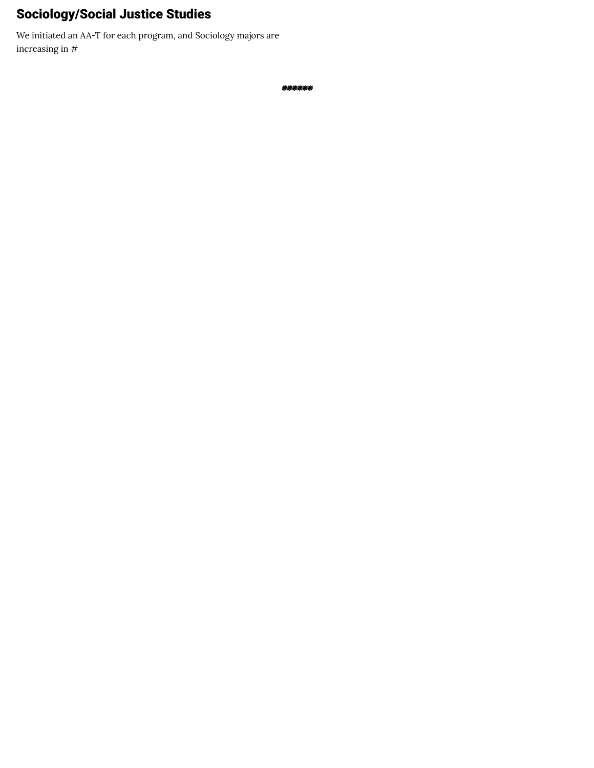## Sociology/Social Justice Studies

We initiated an AA-T for each program, and Sociology majors are increasing in #

******